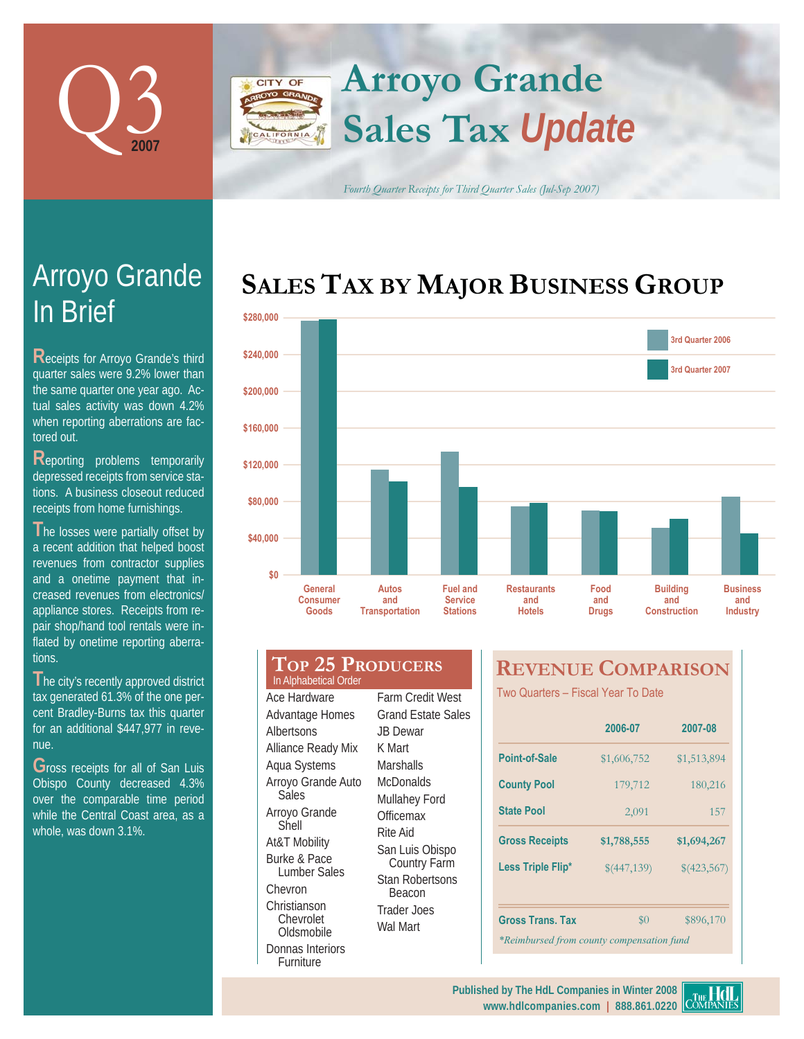# Q3 2007

# Arroyo Grande Sales Tax *Update*

*Fourth Quarter Receipts for Third Quarter Sales (Jul-Sep 2007)*

## Arroyo Grande In Brief

Receipts for Arroyo Grande's third quarter sales were 9.2% lower than the same quarter one year ago. Actual sales activity was down 4.2% when reporting aberrations are factored out.

Reporting problems temporarily depressed receipts from service stations. A business closeout reduced receipts from home furnishings.

The losses were partially offset by a recent addition that helped boost revenues from contractor supplies and a onetime payment that increased revenues from electronics/ appliance stores. Receipts from repair shop/hand tool rentals were inflated by onetime reporting aberrations.

The city's recently approved district tax generated 61.3% of the one percent Bradley-Burns tax this quarter for an additional $447,977 in revenue.

Gross receipts for all of San Luis Obispo County decreased 4.3% over the comparable time period while the Central Coast area, as a whole, was down 3.1%.

## Sales Tax by Major Business Group

Legend: 3rd Quarter 2006; 3rd Quarter 2007

Categories: General Consumer Goods; Autos and Transportation; Fuel and Service Stations; Restaurants and Hotels; Food and Drugs; Building and Construction; Business and Industry

Axis: $0 – $280,000

## Top 25 Producers

In Alphabetical Order

- Ace Hardware
- Advantage Homes
- Albertsons
- Alliance Ready Mix
- Aqua Systems
- Arroyo Grande Auto Sales
- Arroyo Grande Shell
- At&T Mobility
- Burke & Pace Lumber Sales
- Chevron
- Christianson Chevrolet Oldsmobile
- Donnas Interiors Furniture
- Farm Credit West
- Grand Estate Sales
- JB Dewar
- K Mart
- Marshalls
- McDonalds
- Mullahey Ford
- Officemax
- Rite Aid
- San Luis Obispo Country Farm
- Stan Robertsons Beacon
- Trader Joes
- Wal Mart

## Revenue Comparison

Two Quarters – Fiscal Year To Date

| | 2006-07 | 2007-08 |
|---|---|---|
| Point-of-Sale | $1,606,752 | $1,513,894 |
| County Pool | 179,712 | 180,216 |
| State Pool | 2,091 | 157 |
| **Gross Receipts** | **$1,788,555** | **$1,694,267** |
| Less Triple Flip* | $(447,139) | $(423,567) |
| Gross Trans. Tax | $0 | $896,170 |

*\*Reimbursed from county compensation fund*

Published by The HdL Companies in Winter 2008
www.hdlcompanies.com | 888.861.0220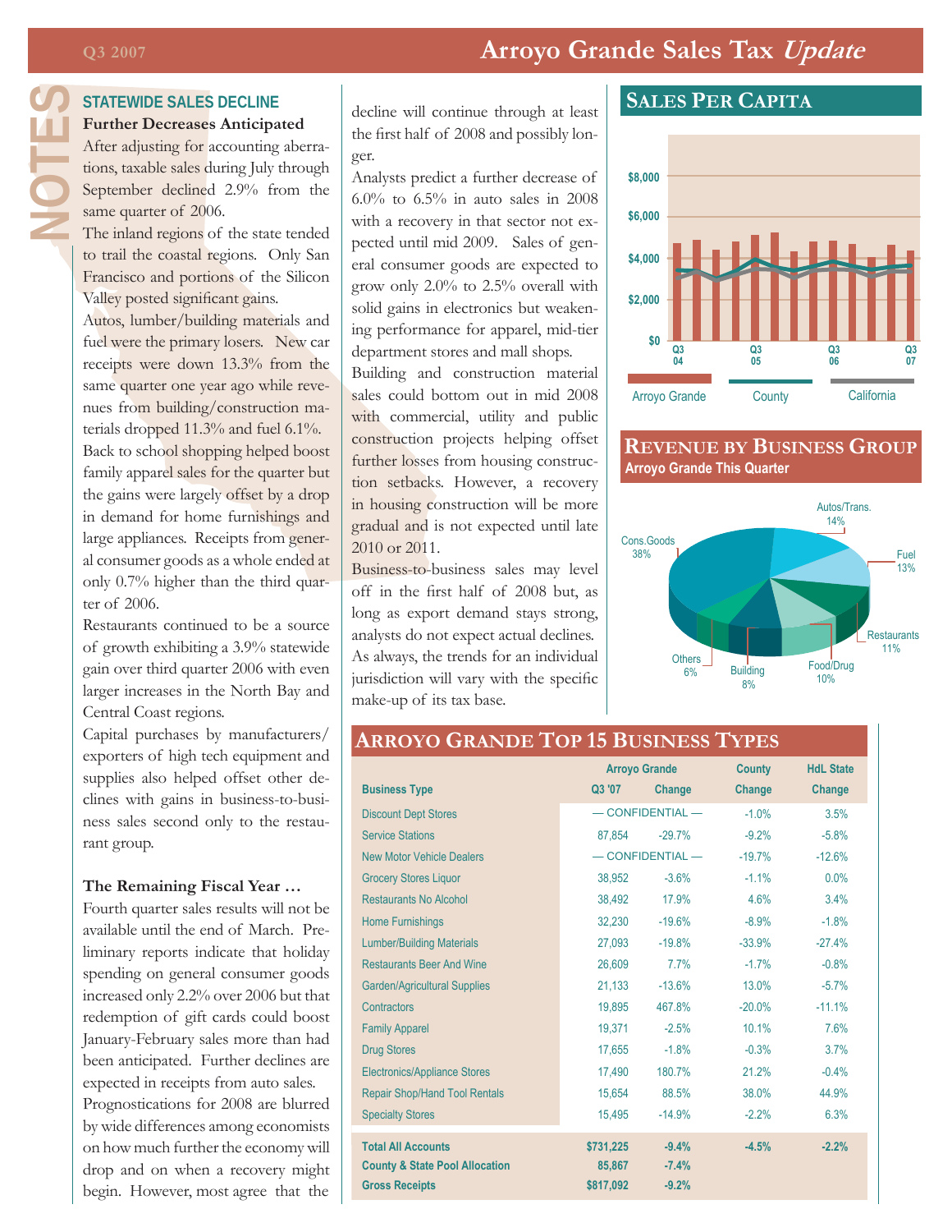# Arroyo Grande Sales Tax *Update*

Q3 2007

NOTES

## STATEWIDE SALES DECLINE

### Further Decreases Anticipated

After adjusting for accounting aberrations, taxable sales during July through September declined 2.9% from the same quarter of 2006.

The inland regions of the state tended to trail the coastal regions. Only San Francisco and portions of the Silicon Valley posted significant gains.

Autos, lumber/building materials and fuel were the primary losers. New car receipts were down 13.3% from the same quarter one year ago while revenues from building/construction materials dropped 11.3% and fuel 6.1%.

Back to school shopping helped boost family apparel sales for the quarter but the gains were largely offset by a drop in demand for home furnishings and large appliances. Receipts from general consumer goods as a whole ended at only 0.7% higher than the third quarter of 2006.

Restaurants continued to be a source of growth exhibiting a 3.9% statewide gain over third quarter 2006 with even larger increases in the North Bay and Central Coast regions.

Capital purchases by manufacturers/exporters of high tech equipment and supplies also helped offset other declines with gains in business-to-business sales second only to the restaurant group.

### The Remaining Fiscal Year …

Fourth quarter sales results will not be available until the end of March. Preliminary reports indicate that holiday spending on general consumer goods increased only 2.2% over 2006 but that redemption of gift cards could boost January-February sales more than had been anticipated. Further declines are expected in receipts from auto sales.

Prognostications for 2008 are blurred by wide differences among economists on how much further the economy will drop and on when a recovery might begin. However, most agree that the decline will continue through at least the first half of 2008 and possibly longer.

Analysts predict a further decrease of 6.0% to 6.5% in auto sales in 2008 with a recovery in that sector not expected until mid 2009. Sales of general consumer goods are expected to grow only 2.0% to 2.5% overall with solid gains in electronics but weakening performance for apparel, mid-tier department stores and mall shops.

Building and construction material sales could bottom out in mid 2008 with commercial, utility and public construction projects helping offset further losses from housing construction setbacks. However, a recovery in housing construction will be more gradual and is not expected until late 2010 or 2011.

Business-to-business sales may level off in the first half of 2008 but, as long as export demand stays strong, analysts do not expect actual declines.

As always, the trends for an individual jurisdiction will vary with the specific make-up of its tax base.

## SALES PER CAPITA

$8,000
$6,000
$4,000
$2,000
$0

Q3 04
Q3 05
Q3 06
Q3 07

Arroyo Grande
County
California

## REVENUE BY BUSINESS GROUP

**Arroyo Grande This Quarter**

Cons.Goods 38%
Autos/Trans. 14%
Fuel 13%
Restaurants 11%
Food/Drug 10%
Building 8%
Others 6%

## ARROYO GRANDE TOP 15 BUSINESS TYPES

| Business Type | Arroyo Grande Q3 '07 | Arroyo Grande Change | County Change | HdL State Change |
|---|---|---|---|---|
| Discount Dept Stores | — CONFIDENTIAL — | | -1.0% | 3.5% |
| Service Stations | 87,854 | -29.7% | -9.2% | -5.8% |
| New Motor Vehicle Dealers | — CONFIDENTIAL — | | -19.7% | -12.6% |
| Grocery Stores Liquor | 38,952 | -3.6% | -1.1% | 0.0% |
| Restaurants No Alcohol | 38,492 | 17.9% | 4.6% | 3.4% |
| Home Furnishings | 32,230 | -19.6% | -8.9% | -1.8% |
| Lumber/Building Materials | 27,093 | -19.8% | -33.9% | -27.4% |
| Restaurants Beer And Wine | 26,609 | 7.7% | -1.7% | -0.8% |
| Garden/Agricultural Supplies | 21,133 | -13.6% | 13.0% | -5.7% |
| Contractors | 19,895 | 467.8% | -20.0% | -11.1% |
| Family Apparel | 19,371 | -2.5% | 10.1% | 7.6% |
| Drug Stores | 17,655 | -1.8% | -0.3% | 3.7% |
| Electronics/Appliance Stores | 17,490 | 180.7% | 21.2% | -0.4% |
| Repair Shop/Hand Tool Rentals | 15,654 | 88.5% | 38.0% | 44.9% |
| Specialty Stores | 15,495 | -14.9% | -2.2% | 6.3% |
| **Total All Accounts** | **$731,225** | **-9.4%** | **-4.5%** | **-2.2%** |
| **County & State Pool Allocation** | **85,867** | **-7.4%** | | |
| **Gross Receipts** | **$817,092** | **-9.2%** | | |